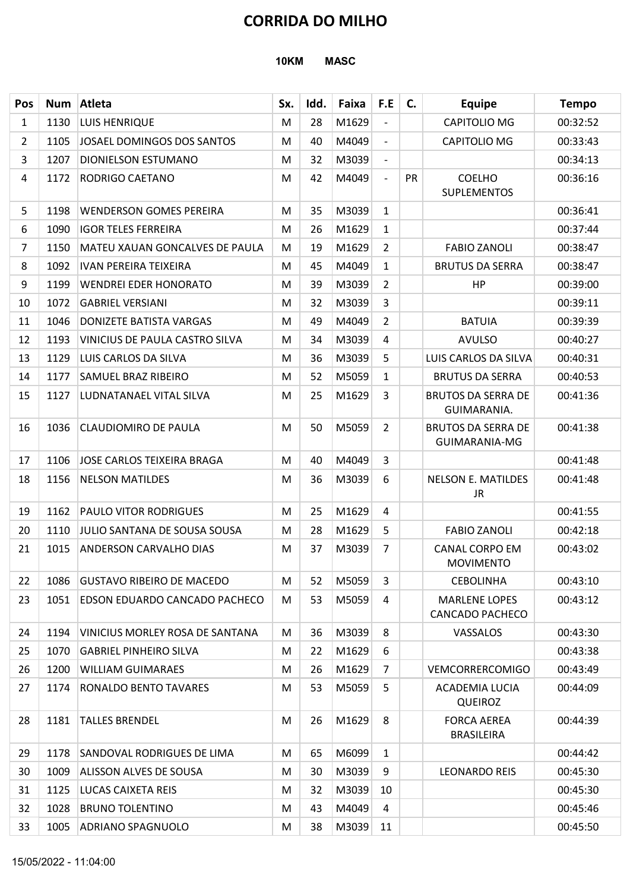# CORRIDA DO MILHO

**10KM MASC**

| Pos | Num | Atleta | Sx. | Idd. | Faixa | F.E | C. | Equipe | Tempo |
|---|---|---|---|---|---|---|---|---|---|
| 1 | 1130 | LUIS HENRIQUE | M | 28 | M1629 | - | | CAPITOLIO MG | 00:32:52 |
| 2 | 1105 | JOSAEL DOMINGOS DOS SANTOS | M | 40 | M4049 | - | | CAPITOLIO MG | 00:33:43 |
| 3 | 1207 | DIONIELSON ESTUMANO | M | 32 | M3039 | - | | | 00:34:13 |
| 4 | 1172 | RODRIGO CAETANO | M | 42 | M4049 | - | PR | COELHO SUPLEMENTOS | 00:36:16 |
| 5 | 1198 | WENDERSON GOMES PEREIRA | M | 35 | M3039 | 1 | | | 00:36:41 |
| 6 | 1090 | IGOR TELES FERREIRA | M | 26 | M1629 | 1 | | | 00:37:44 |
| 7 | 1150 | MATEU XAUAN GONCALVES DE PAULA | M | 19 | M1629 | 2 | | FABIO ZANOLI | 00:38:47 |
| 8 | 1092 | IVAN PEREIRA TEIXEIRA | M | 45 | M4049 | 1 | | BRUTUS DA SERRA | 00:38:47 |
| 9 | 1199 | WENDREI EDER HONORATO | M | 39 | M3039 | 2 | | HP | 00:39:00 |
| 10 | 1072 | GABRIEL VERSIANI | M | 32 | M3039 | 3 | | | 00:39:11 |
| 11 | 1046 | DONIZETE BATISTA VARGAS | M | 49 | M4049 | 2 | | BATUIA | 00:39:39 |
| 12 | 1193 | VINICIUS DE PAULA CASTRO SILVA | M | 34 | M3039 | 4 | | AVULSO | 00:40:27 |
| 13 | 1129 | LUIS CARLOS DA SILVA | M | 36 | M3039 | 5 | | LUIS CARLOS DA SILVA | 00:40:31 |
| 14 | 1177 | SAMUEL BRAZ RIBEIRO | M | 52 | M5059 | 1 | | BRUTUS DA SERRA | 00:40:53 |
| 15 | 1127 | LUDNATANAEL VITAL SILVA | M | 25 | M1629 | 3 | | BRUTOS DA SERRA DE GUIMARANIA. | 00:41:36 |
| 16 | 1036 | CLAUDIOMIRO DE PAULA | M | 50 | M5059 | 2 | | BRUTOS DA SERRA DE GUIMARANIA-MG | 00:41:38 |
| 17 | 1106 | JOSE CARLOS TEIXEIRA BRAGA | M | 40 | M4049 | 3 | | | 00:41:48 |
| 18 | 1156 | NELSON MATILDES | M | 36 | M3039 | 6 | | NELSON E. MATILDES JR | 00:41:48 |
| 19 | 1162 | PAULO VITOR RODRIGUES | M | 25 | M1629 | 4 | | | 00:41:55 |
| 20 | 1110 | JULIO SANTANA DE SOUSA SOUSA | M | 28 | M1629 | 5 | | FABIO ZANOLI | 00:42:18 |
| 21 | 1015 | ANDERSON CARVALHO DIAS | M | 37 | M3039 | 7 | | CANAL CORPO EM MOVIMENTO | 00:43:02 |
| 22 | 1086 | GUSTAVO RIBEIRO DE MACEDO | M | 52 | M5059 | 3 | | CEBOLINHA | 00:43:10 |
| 23 | 1051 | EDSON EDUARDO CANCADO PACHECO | M | 53 | M5059 | 4 | | MARLENE LOPES CANCADO PACHECO | 00:43:12 |
| 24 | 1194 | VINICIUS MORLEY ROSA DE SANTANA | M | 36 | M3039 | 8 | | VASSALOS | 00:43:30 |
| 25 | 1070 | GABRIEL PINHEIRO SILVA | M | 22 | M1629 | 6 | | | 00:43:38 |
| 26 | 1200 | WILLIAM GUIMARAES | M | 26 | M1629 | 7 | | VEMCORRERCOMIGO | 00:43:49 |
| 27 | 1174 | RONALDO BENTO TAVARES | M | 53 | M5059 | 5 | | ACADEMIA LUCIA QUEIROZ | 00:44:09 |
| 28 | 1181 | TALLES BRENDEL | M | 26 | M1629 | 8 | | FORCA AEREA BRASILEIRA | 00:44:39 |
| 29 | 1178 | SANDOVAL RODRIGUES DE LIMA | M | 65 | M6099 | 1 | | | 00:44:42 |
| 30 | 1009 | ALISSON ALVES DE SOUSA | M | 30 | M3039 | 9 | | LEONARDO REIS | 00:45:30 |
| 31 | 1125 | LUCAS CAIXETA REIS | M | 32 | M3039 | 10 | | | 00:45:30 |
| 32 | 1028 | BRUNO TOLENTINO | M | 43 | M4049 | 4 | | | 00:45:46 |
| 33 | 1005 | ADRIANO SPAGNUOLO | M | 38 | M3039 | 11 | | | 00:45:50 |

15/05/2022 - 11:04:00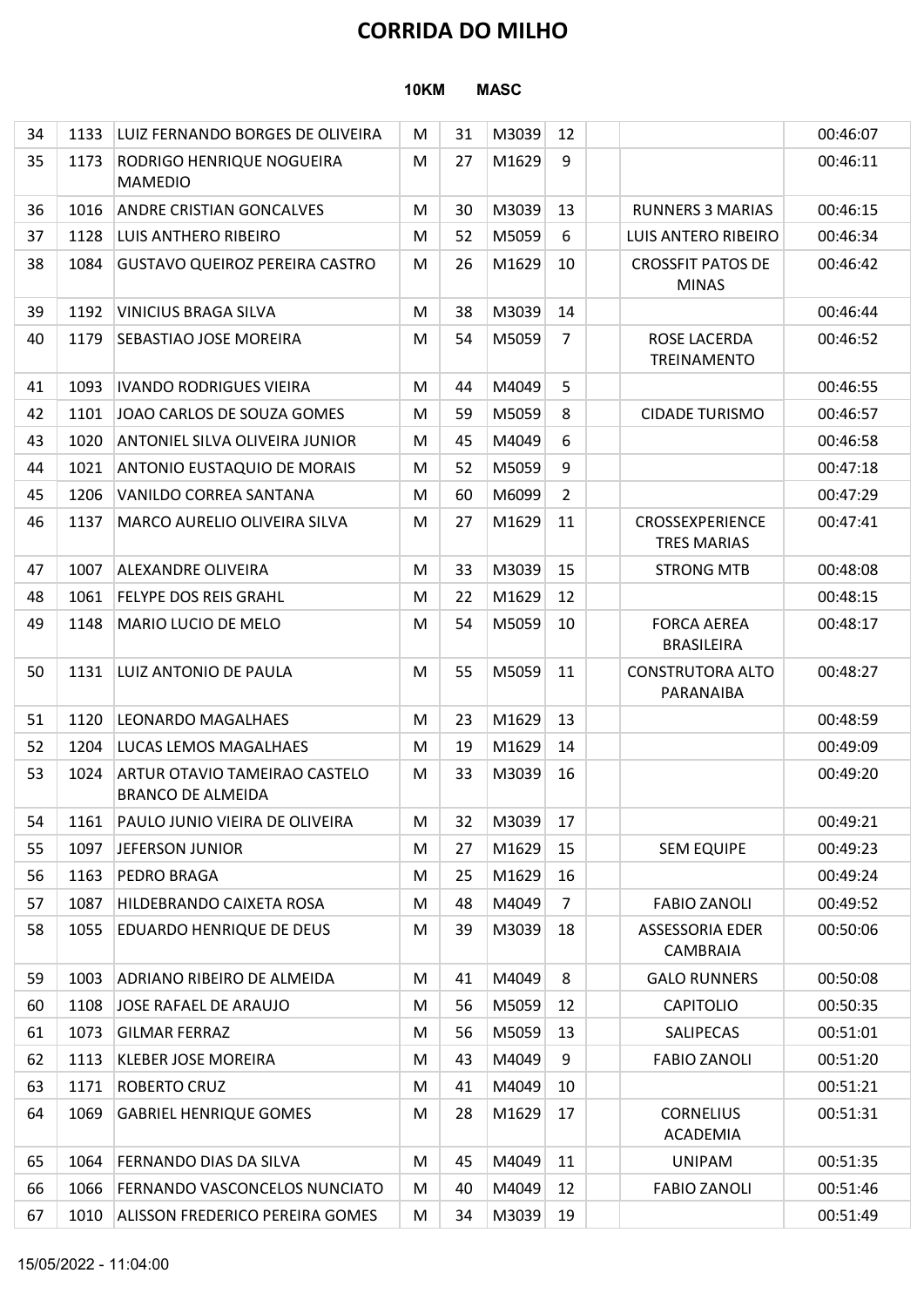# CORRIDA DO MILHO

**10KM MASC**

| | | | | | | | | | |
|---|---|---|---|---|---|---|---|---|---|
| 34 | 1133 | LUIZ FERNANDO BORGES DE OLIVEIRA | M | 31 | M3039 | 12 | | | 00:46:07 |
| 35 | 1173 | RODRIGO HENRIQUE NOGUEIRA MAMEDIO | M | 27 | M1629 | 9 | | | 00:46:11 |
| 36 | 1016 | ANDRE CRISTIAN GONCALVES | M | 30 | M3039 | 13 | | RUNNERS 3 MARIAS | 00:46:15 |
| 37 | 1128 | LUIS ANTHERO RIBEIRO | M | 52 | M5059 | 6 | | LUIS ANTERO RIBEIRO | 00:46:34 |
| 38 | 1084 | GUSTAVO QUEIROZ PEREIRA CASTRO | M | 26 | M1629 | 10 | | CROSSFIT PATOS DE MINAS | 00:46:42 |
| 39 | 1192 | VINICIUS BRAGA SILVA | M | 38 | M3039 | 14 | | | 00:46:44 |
| 40 | 1179 | SEBASTIAO JOSE MOREIRA | M | 54 | M5059 | 7 | | ROSE LACERDA TREINAMENTO | 00:46:52 |
| 41 | 1093 | IVANDO RODRIGUES VIEIRA | M | 44 | M4049 | 5 | | | 00:46:55 |
| 42 | 1101 | JOAO CARLOS DE SOUZA GOMES | M | 59 | M5059 | 8 | | CIDADE TURISMO | 00:46:57 |
| 43 | 1020 | ANTONIEL SILVA OLIVEIRA JUNIOR | M | 45 | M4049 | 6 | | | 00:46:58 |
| 44 | 1021 | ANTONIO EUSTAQUIO DE MORAIS | M | 52 | M5059 | 9 | | | 00:47:18 |
| 45 | 1206 | VANILDO CORREA SANTANA | M | 60 | M6099 | 2 | | | 00:47:29 |
| 46 | 1137 | MARCO AURELIO OLIVEIRA SILVA | M | 27 | M1629 | 11 | | CROSSEXPERIENCE TRES MARIAS | 00:47:41 |
| 47 | 1007 | ALEXANDRE OLIVEIRA | M | 33 | M3039 | 15 | | STRONG MTB | 00:48:08 |
| 48 | 1061 | FELYPE DOS REIS GRAHL | M | 22 | M1629 | 12 | | | 00:48:15 |
| 49 | 1148 | MARIO LUCIO DE MELO | M | 54 | M5059 | 10 | | FORCA AEREA BRASILEIRA | 00:48:17 |
| 50 | 1131 | LUIZ ANTONIO DE PAULA | M | 55 | M5059 | 11 | | CONSTRUTORA ALTO PARANAIBA | 00:48:27 |
| 51 | 1120 | LEONARDO MAGALHAES | M | 23 | M1629 | 13 | | | 00:48:59 |
| 52 | 1204 | LUCAS LEMOS MAGALHAES | M | 19 | M1629 | 14 | | | 00:49:09 |
| 53 | 1024 | ARTUR OTAVIO TAMEIRAO CASTELO BRANCO DE ALMEIDA | M | 33 | M3039 | 16 | | | 00:49:20 |
| 54 | 1161 | PAULO JUNIO VIEIRA DE OLIVEIRA | M | 32 | M3039 | 17 | | | 00:49:21 |
| 55 | 1097 | JEFERSON JUNIOR | M | 27 | M1629 | 15 | | SEM EQUIPE | 00:49:23 |
| 56 | 1163 | PEDRO BRAGA | M | 25 | M1629 | 16 | | | 00:49:24 |
| 57 | 1087 | HILDEBRANDO CAIXETA ROSA | M | 48 | M4049 | 7 | | FABIO ZANOLI | 00:49:52 |
| 58 | 1055 | EDUARDO HENRIQUE DE DEUS | M | 39 | M3039 | 18 | | ASSESSORIA EDER CAMBRAIA | 00:50:06 |
| 59 | 1003 | ADRIANO RIBEIRO DE ALMEIDA | M | 41 | M4049 | 8 | | GALO RUNNERS | 00:50:08 |
| 60 | 1108 | JOSE RAFAEL DE ARAUJO | M | 56 | M5059 | 12 | | CAPITOLIO | 00:50:35 |
| 61 | 1073 | GILMAR FERRAZ | M | 56 | M5059 | 13 | | SALIPECAS | 00:51:01 |
| 62 | 1113 | KLEBER JOSE MOREIRA | M | 43 | M4049 | 9 | | FABIO ZANOLI | 00:51:20 |
| 63 | 1171 | ROBERTO CRUZ | M | 41 | M4049 | 10 | | | 00:51:21 |
| 64 | 1069 | GABRIEL HENRIQUE GOMES | M | 28 | M1629 | 17 | | CORNELIUS ACADEMIA | 00:51:31 |
| 65 | 1064 | FERNANDO DIAS DA SILVA | M | 45 | M4049 | 11 | | UNIPAM | 00:51:35 |
| 66 | 1066 | FERNANDO VASCONCELOS NUNCIATO | M | 40 | M4049 | 12 | | FABIO ZANOLI | 00:51:46 |
| 67 | 1010 | ALISSON FREDERICO PEREIRA GOMES | M | 34 | M3039 | 19 | | | 00:51:49 |

15/05/2022 - 11:04:00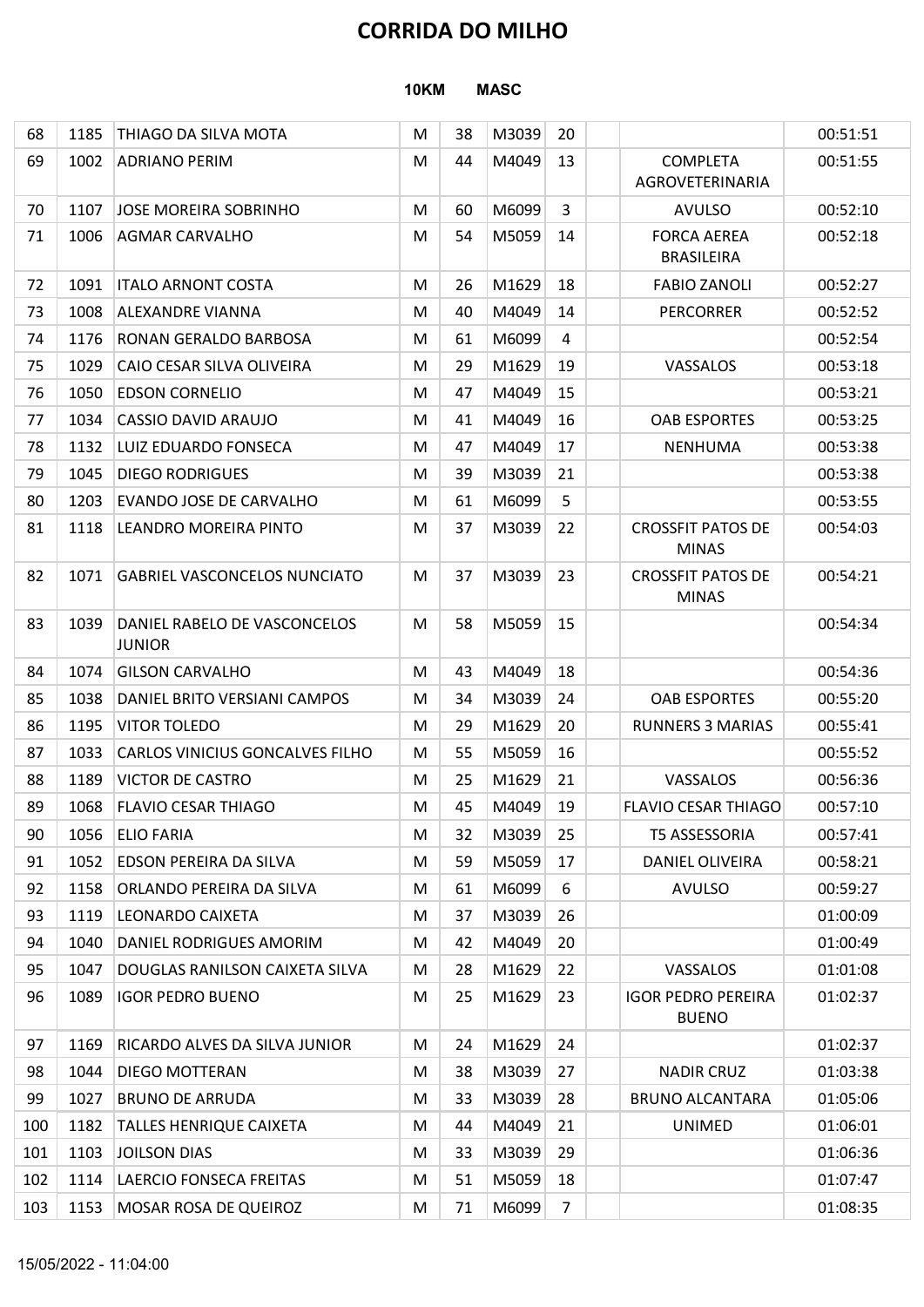# CORRIDA DO MILHO

**10KM MASC**

| | | | | | | | | | |
|---|---|---|---|---|---|---|---|---|---|
| 68 | 1185 | THIAGO DA SILVA MOTA | M | 38 | M3039 | 20 | | | 00:51:51 |
| 69 | 1002 | ADRIANO PERIM | M | 44 | M4049 | 13 | | COMPLETA AGROVETERINARIA | 00:51:55 |
| 70 | 1107 | JOSE MOREIRA SOBRINHO | M | 60 | M6099 | 3 | | AVULSO | 00:52:10 |
| 71 | 1006 | AGMAR CARVALHO | M | 54 | M5059 | 14 | | FORCA AEREA BRASILEIRA | 00:52:18 |
| 72 | 1091 | ITALO ARNONT COSTA | M | 26 | M1629 | 18 | | FABIO ZANOLI | 00:52:27 |
| 73 | 1008 | ALEXANDRE VIANNA | M | 40 | M4049 | 14 | | PERCORRER | 00:52:52 |
| 74 | 1176 | RONAN GERALDO BARBOSA | M | 61 | M6099 | 4 | | | 00:52:54 |
| 75 | 1029 | CAIO CESAR SILVA OLIVEIRA | M | 29 | M1629 | 19 | | VASSALOS | 00:53:18 |
| 76 | 1050 | EDSON CORNELIO | M | 47 | M4049 | 15 | | | 00:53:21 |
| 77 | 1034 | CASSIO DAVID ARAUJO | M | 41 | M4049 | 16 | | OAB ESPORTES | 00:53:25 |
| 78 | 1132 | LUIZ EDUARDO FONSECA | M | 47 | M4049 | 17 | | NENHUMA | 00:53:38 |
| 79 | 1045 | DIEGO RODRIGUES | M | 39 | M3039 | 21 | | | 00:53:38 |
| 80 | 1203 | EVANDO JOSE DE CARVALHO | M | 61 | M6099 | 5 | | | 00:53:55 |
| 81 | 1118 | LEANDRO MOREIRA PINTO | M | 37 | M3039 | 22 | | CROSSFIT PATOS DE MINAS | 00:54:03 |
| 82 | 1071 | GABRIEL VASCONCELOS NUNCIATO | M | 37 | M3039 | 23 | | CROSSFIT PATOS DE MINAS | 00:54:21 |
| 83 | 1039 | DANIEL RABELO DE VASCONCELOS JUNIOR | M | 58 | M5059 | 15 | | | 00:54:34 |
| 84 | 1074 | GILSON CARVALHO | M | 43 | M4049 | 18 | | | 00:54:36 |
| 85 | 1038 | DANIEL BRITO VERSIANI CAMPOS | M | 34 | M3039 | 24 | | OAB ESPORTES | 00:55:20 |
| 86 | 1195 | VITOR TOLEDO | M | 29 | M1629 | 20 | | RUNNERS 3 MARIAS | 00:55:41 |
| 87 | 1033 | CARLOS VINICIUS GONCALVES FILHO | M | 55 | M5059 | 16 | | | 00:55:52 |
| 88 | 1189 | VICTOR DE CASTRO | M | 25 | M1629 | 21 | | VASSALOS | 00:56:36 |
| 89 | 1068 | FLAVIO CESAR THIAGO | M | 45 | M4049 | 19 | | FLAVIO CESAR THIAGO | 00:57:10 |
| 90 | 1056 | ELIO FARIA | M | 32 | M3039 | 25 | | T5 ASSESSORIA | 00:57:41 |
| 91 | 1052 | EDSON PEREIRA DA SILVA | M | 59 | M5059 | 17 | | DANIEL OLIVEIRA | 00:58:21 |
| 92 | 1158 | ORLANDO PEREIRA DA SILVA | M | 61 | M6099 | 6 | | AVULSO | 00:59:27 |
| 93 | 1119 | LEONARDO CAIXETA | M | 37 | M3039 | 26 | | | 01:00:09 |
| 94 | 1040 | DANIEL RODRIGUES AMORIM | M | 42 | M4049 | 20 | | | 01:00:49 |
| 95 | 1047 | DOUGLAS RANILSON CAIXETA SILVA | M | 28 | M1629 | 22 | | VASSALOS | 01:01:08 |
| 96 | 1089 | IGOR PEDRO BUENO | M | 25 | M1629 | 23 | | IGOR PEDRO PEREIRA BUENO | 01:02:37 |
| 97 | 1169 | RICARDO ALVES DA SILVA JUNIOR | M | 24 | M1629 | 24 | | | 01:02:37 |
| 98 | 1044 | DIEGO MOTTERAN | M | 38 | M3039 | 27 | | NADIR CRUZ | 01:03:38 |
| 99 | 1027 | BRUNO DE ARRUDA | M | 33 | M3039 | 28 | | BRUNO ALCANTARA | 01:05:06 |
| 100 | 1182 | TALLES HENRIQUE CAIXETA | M | 44 | M4049 | 21 | | UNIMED | 01:06:01 |
| 101 | 1103 | JOILSON DIAS | M | 33 | M3039 | 29 | | | 01:06:36 |
| 102 | 1114 | LAERCIO FONSECA FREITAS | M | 51 | M5059 | 18 | | | 01:07:47 |
| 103 | 1153 | MOSAR ROSA DE QUEIROZ | M | 71 | M6099 | 7 | | | 01:08:35 |

15/05/2022 - 11:04:00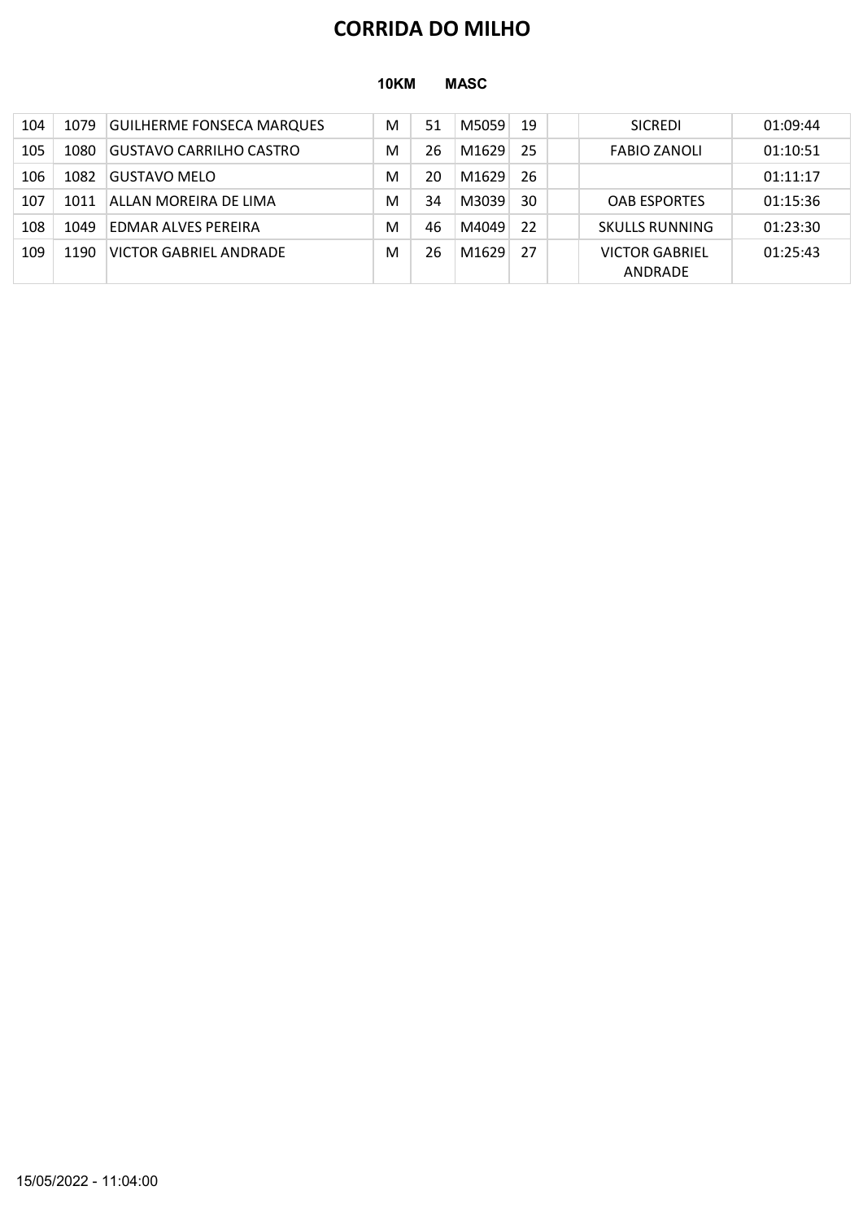# CORRIDA DO MILHO

**10KM MASC**

| | | | | | | | | | |
|---|---|---|---|---|---|---|---|---|---|
| 104 | 1079 | GUILHERME FONSECA MARQUES | M | 51 | M5059 | 19 | | SICREDI | 01:09:44 |
| 105 | 1080 | GUSTAVO CARRILHO CASTRO | M | 26 | M1629 | 25 | | FABIO ZANOLI | 01:10:51 |
| 106 | 1082 | GUSTAVO MELO | M | 20 | M1629 | 26 | | | 01:11:17 |
| 107 | 1011 | ALLAN MOREIRA DE LIMA | M | 34 | M3039 | 30 | | OAB ESPORTES | 01:15:36 |
| 108 | 1049 | EDMAR ALVES PEREIRA | M | 46 | M4049 | 22 | | SKULLS RUNNING | 01:23:30 |
| 109 | 1190 | VICTOR GABRIEL ANDRADE | M | 26 | M1629 | 27 | | VICTOR GABRIEL ANDRADE | 01:25:43 |

15/05/2022 - 11:04:00